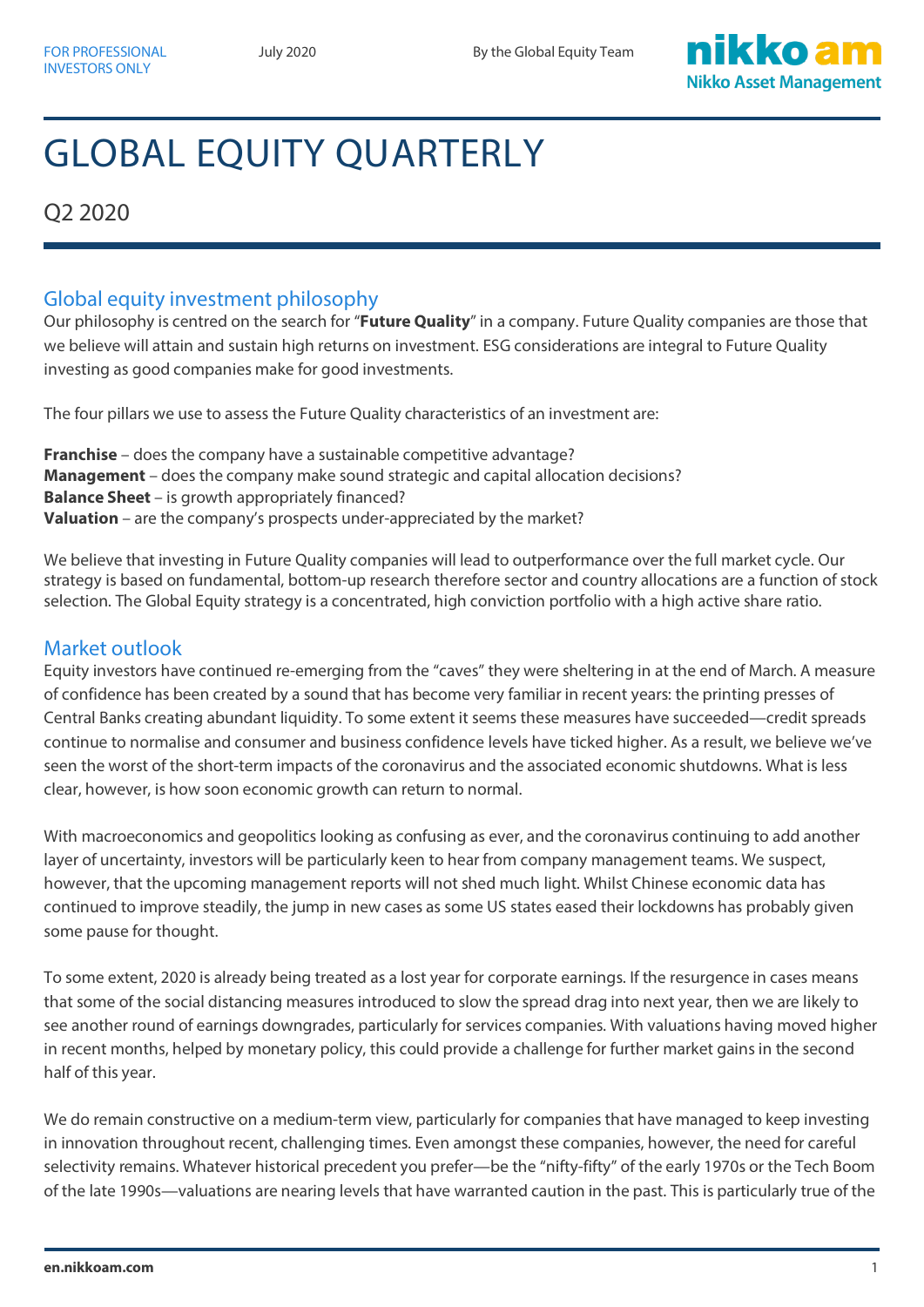FOR PROFESSIONAL INVESTORS ONLY

July 2020

By the Global Equity Team

# GLOBAL EQUITY QUARTERLY

Q2 2020

## Global equity investment philosophy

Our philosophy is centred on the search for "**Future Quality**" in a company. Future Quality companies are those that we believe will attain and sustain high returns on investment. ESG considerations are integral to Future Quality investing as good companies make for good investments.

The four pillars we use to assess the Future Quality characteristics of an investment are:

**Franchise** – does the company have a sustainable competitive advantage?
**Management** – does the company make sound strategic and capital allocation decisions?
**Balance Sheet** – is growth appropriately financed?
**Valuation** – are the company's prospects under-appreciated by the market?

We believe that investing in Future Quality companies will lead to outperformance over the full market cycle. Our strategy is based on fundamental, bottom-up research therefore sector and country allocations are a function of stock selection. The Global Equity strategy is a concentrated, high conviction portfolio with a high active share ratio.

## Market outlook

Equity investors have continued re-emerging from the "caves" they were sheltering in at the end of March. A measure of confidence has been created by a sound that has become very familiar in recent years: the printing presses of Central Banks creating abundant liquidity. To some extent it seems these measures have succeeded—credit spreads continue to normalise and consumer and business confidence levels have ticked higher. As a result, we believe we've seen the worst of the short-term impacts of the coronavirus and the associated economic shutdowns. What is less clear, however, is how soon economic growth can return to normal.

With macroeconomics and geopolitics looking as confusing as ever, and the coronavirus continuing to add another layer of uncertainty, investors will be particularly keen to hear from company management teams. We suspect, however, that the upcoming management reports will not shed much light. Whilst Chinese economic data has continued to improve steadily, the jump in new cases as some US states eased their lockdowns has probably given some pause for thought.

To some extent, 2020 is already being treated as a lost year for corporate earnings. If the resurgence in cases means that some of the social distancing measures introduced to slow the spread drag into next year, then we are likely to see another round of earnings downgrades, particularly for services companies. With valuations having moved higher in recent months, helped by monetary policy, this could provide a challenge for further market gains in the second half of this year.

We do remain constructive on a medium-term view, particularly for companies that have managed to keep investing in innovation throughout recent, challenging times. Even amongst these companies, however, the need for careful selectivity remains. Whatever historical precedent you prefer—be the "nifty-fifty" of the early 1970s or the Tech Boom of the late 1990s—valuations are nearing levels that have warranted caution in the past. This is particularly true of the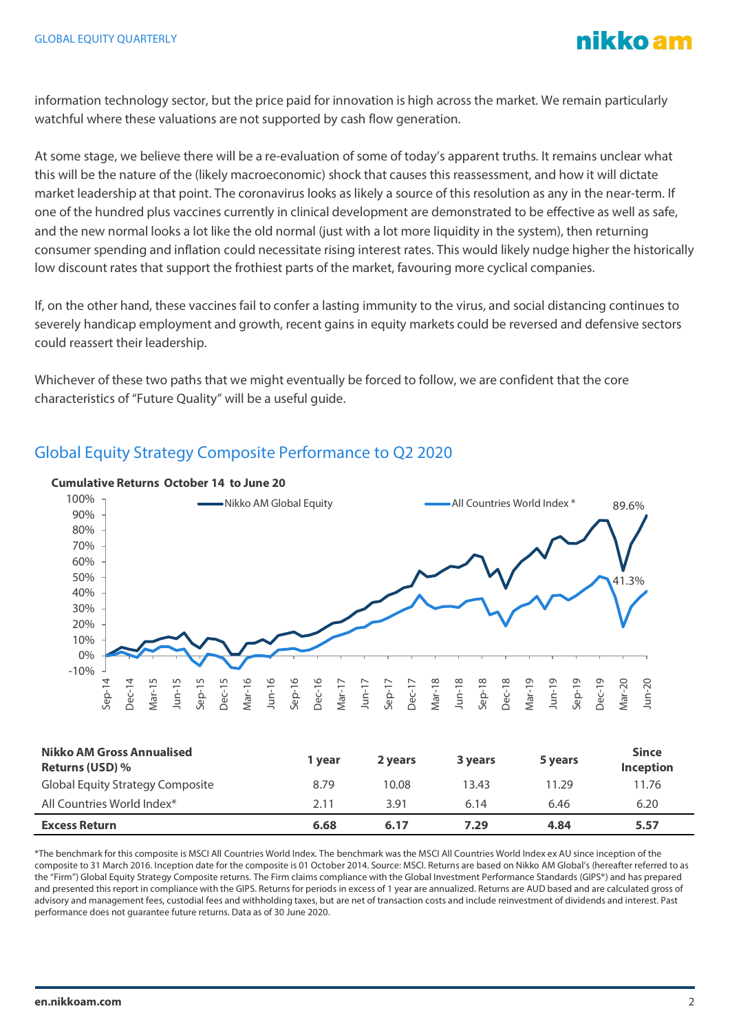information technology sector, but the price paid for innovation is high across the market. We remain particularly watchful where these valuations are not supported by cash flow generation.

At some stage, we believe there will be a re-evaluation of some of today's apparent truths. It remains unclear what this will be the nature of the (likely macroeconomic) shock that causes this reassessment, and how it will dictate market leadership at that point. The coronavirus looks as likely a source of this resolution as any in the near-term. If one of the hundred plus vaccines currently in clinical development are demonstrated to be effective as well as safe, and the new normal looks a lot like the old normal (just with a lot more liquidity in the system), then returning consumer spending and inflation could necessitate rising interest rates. This would likely nudge higher the historically low discount rates that support the frothiest parts of the market, favouring more cyclical companies.

If, on the other hand, these vaccines fail to confer a lasting immunity to the virus, and social distancing continues to severely handicap employment and growth, recent gains in equity markets could be reversed and defensive sectors could reassert their leadership.

Whichever of these two paths that we might eventually be forced to follow, we are confident that the core characteristics of "Future Quality" will be a useful guide.

## Global Equity Strategy Composite Performance to Q2 2020

**Cumulative Returns October 14 to June 20**

| Nikko AM Gross Annualised Returns (USD) % | 1 year | 2 years | 3 years | 5 years | Since Inception |
|---|---|---|---|---|---|
| Global Equity Strategy Composite | 8.79 | 10.08 | 13.43 | 11.29 | 11.76 |
| All Countries World Index* | 2.11 | 3.91 | 6.14 | 6.46 | 6.20 |
| **Excess Return** | **6.68** | **6.17** | **7.29** | **4.84** | **5.57** |

*The benchmark for this composite is MSCI All Countries World Index. The benchmark was the MSCI All Countries World Index ex AU since inception of the composite to 31 March 2016. Inception date for the composite is 01 October 2014. Source: MSCI. Returns are based on Nikko AM Global's (hereafter referred to as the "Firm") Global Equity Strategy Composite returns. The Firm claims compliance with the Global Investment Performance Standards (GIPS®) and has prepared and presented this report in compliance with the GIPS. Returns for periods in excess of 1 year are annualized. Returns are AUD based and are calculated gross of advisory and management fees, custodial fees and withholding taxes, but are net of transaction costs and include reinvestment of dividends and interest. Past performance does not guarantee future returns. Data as of 30 June 2020.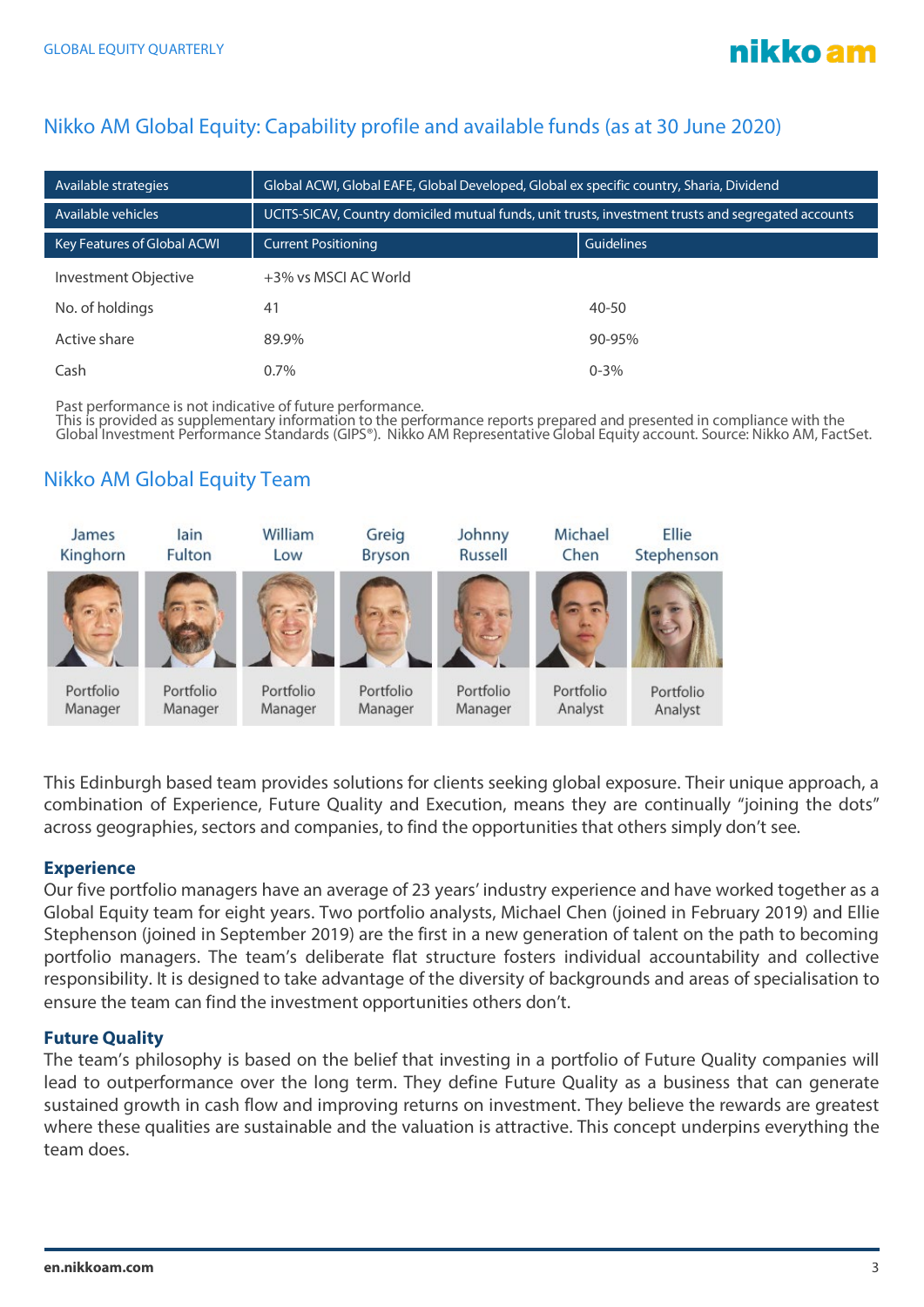## Nikko AM Global Equity: Capability profile and available funds (as at 30 June 2020)

| Available strategies | Global ACWI, Global EAFE, Global Developed, Global ex specific country, Sharia, Dividend | |
|---|---|---|
| Available vehicles | UCITS-SICAV, Country domiciled mutual funds, unit trusts, investment trusts and segregated accounts | |
| **Key Features of Global ACWI** | **Current Positioning** | **Guidelines** |
| Investment Objective | +3% vs MSCI AC World | |
| No. of holdings | 41 | 40-50 |
| Active share | 89.9% | 90-95% |
| Cash | 0.7% | 0-3% |

Past performance is not indicative of future performance.
This is provided as supplementary information to the performance reports prepared and presented in compliance with the Global Investment Performance Standards (GIPS®). Nikko AM Representative Global Equity account. Source: Nikko AM, FactSet.

## Nikko AM Global Equity Team

| James Kinghorn | Iain Fulton | William Low | Greig Bryson | Johnny Russell | Michael Chen | Ellie Stephenson |
|---|---|---|---|---|---|---|
| Portfolio Manager | Portfolio Manager | Portfolio Manager | Portfolio Manager | Portfolio Manager | Portfolio Analyst | Portfolio Analyst |

This Edinburgh based team provides solutions for clients seeking global exposure. Their unique approach, a combination of Experience, Future Quality and Execution, means they are continually "joining the dots" across geographies, sectors and companies, to find the opportunities that others simply don't see.

### Experience

Our five portfolio managers have an average of 23 years' industry experience and have worked together as a Global Equity team for eight years. Two portfolio analysts, Michael Chen (joined in February 2019) and Ellie Stephenson (joined in September 2019) are the first in a new generation of talent on the path to becoming portfolio managers. The team's deliberate flat structure fosters individual accountability and collective responsibility. It is designed to take advantage of the diversity of backgrounds and areas of specialisation to ensure the team can find the investment opportunities others don't.

### Future Quality

The team's philosophy is based on the belief that investing in a portfolio of Future Quality companies will lead to outperformance over the long term. They define Future Quality as a business that can generate sustained growth in cash flow and improving returns on investment. They believe the rewards are greatest where these qualities are sustainable and the valuation is attractive. This concept underpins everything the team does.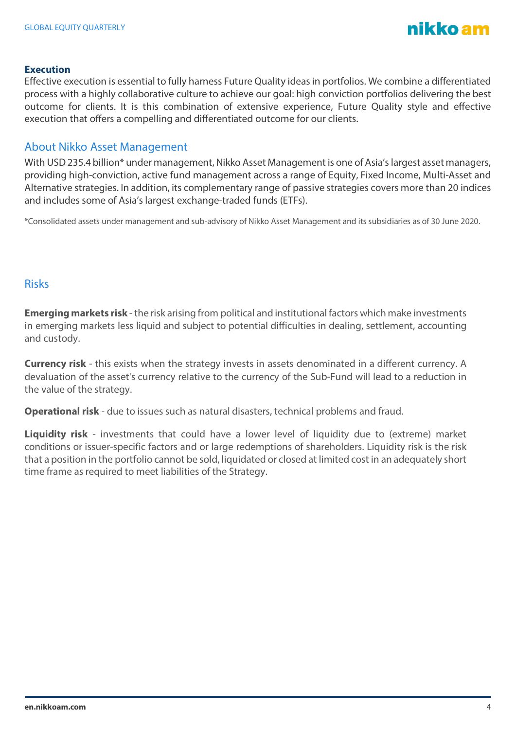### Execution

Effective execution is essential to fully harness Future Quality ideas in portfolios. We combine a differentiated process with a highly collaborative culture to achieve our goal: high conviction portfolios delivering the best outcome for clients. It is this combination of extensive experience, Future Quality style and effective execution that offers a compelling and differentiated outcome for our clients.

## About Nikko Asset Management

With USD 235.4 billion* under management, Nikko Asset Management is one of Asia's largest asset managers, providing high-conviction, active fund management across a range of Equity, Fixed Income, Multi-Asset and Alternative strategies. In addition, its complementary range of passive strategies covers more than 20 indices and includes some of Asia's largest exchange-traded funds (ETFs).

*Consolidated assets under management and sub-advisory of Nikko Asset Management and its subsidiaries as of 30 June 2020.

## Risks

**Emerging markets risk** - the risk arising from political and institutional factors which make investments in emerging markets less liquid and subject to potential difficulties in dealing, settlement, accounting and custody.

**Currency risk** - this exists when the strategy invests in assets denominated in a different currency. A devaluation of the asset's currency relative to the currency of the Sub-Fund will lead to a reduction in the value of the strategy.

**Operational risk** - due to issues such as natural disasters, technical problems and fraud.

**Liquidity risk** - investments that could have a lower level of liquidity due to (extreme) market conditions or issuer-specific factors and or large redemptions of shareholders. Liquidity risk is the risk that a position in the portfolio cannot be sold, liquidated or closed at limited cost in an adequately short time frame as required to meet liabilities of the Strategy.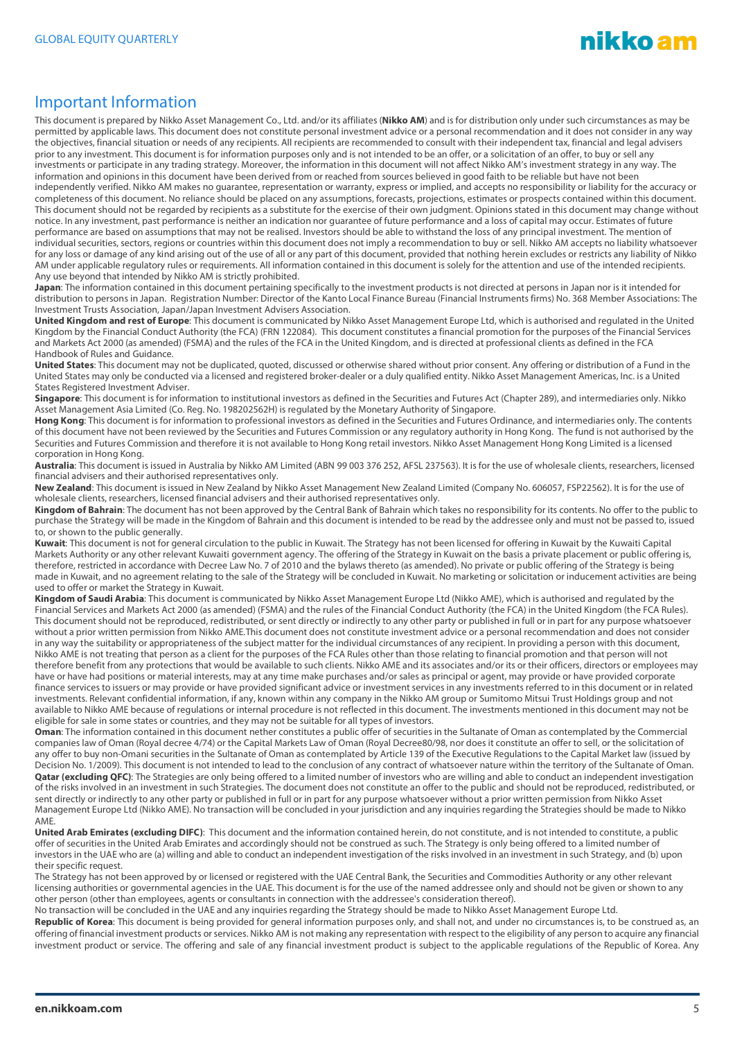## Important Information

This document is prepared by Nikko Asset Management Co., Ltd. and/or its affiliates (**Nikko AM**) and is for distribution only under such circumstances as may be permitted by applicable laws. This document does not constitute personal investment advice or a personal recommendation and it does not consider in any way the objectives, financial situation or needs of any recipients. All recipients are recommended to consult with their independent tax, financial and legal advisers prior to any investment. This document is for information purposes only and is not intended to be an offer, or a solicitation of an offer, to buy or sell any investments or participate in any trading strategy. Moreover, the information in this document will not affect Nikko AM's investment strategy in any way. The information and opinions in this document have been derived from or reached from sources believed in good faith to be reliable but have not been independently verified. Nikko AM makes no guarantee, representation or warranty, express or implied, and accepts no responsibility or liability for the accuracy or completeness of this document. No reliance should be placed on any assumptions, forecasts, projections, estimates or prospects contained within this document. This document should not be regarded by recipients as a substitute for the exercise of their own judgment. Opinions stated in this document may change without notice. In any investment, past performance is neither an indication nor guarantee of future performance and a loss of capital may occur. Estimates of future performance are based on assumptions that may not be realised. Investors should be able to withstand the loss of any principal investment. The mention of individual securities, sectors, regions or countries within this document does not imply a recommendation to buy or sell. Nikko AM accepts no liability whatsoever for any loss or damage of any kind arising out of the use of all or any part of this document, provided that nothing herein excludes or restricts any liability of Nikko AM under applicable regulatory rules or requirements. All information contained in this document is solely for the attention and use of the intended recipients. Any use beyond that intended by Nikko AM is strictly prohibited.

**Japan**: The information contained in this document pertaining specifically to the investment products is not directed at persons in Japan nor is it intended for distribution to persons in Japan. Registration Number: Director of the Kanto Local Finance Bureau (Financial Instruments firms) No. 368 Member Associations: The Investment Trusts Association, Japan/Japan Investment Advisers Association.

**United Kingdom and rest of Europe**: This document is communicated by Nikko Asset Management Europe Ltd, which is authorised and regulated in the United Kingdom by the Financial Conduct Authority (the FCA) (FRN 122084). This document constitutes a financial promotion for the purposes of the Financial Services and Markets Act 2000 (as amended) (FSMA) and the rules of the FCA in the United Kingdom, and is directed at professional clients as defined in the FCA Handbook of Rules and Guidance.

**United States**: This document may not be duplicated, quoted, discussed or otherwise shared without prior consent. Any offering or distribution of a Fund in the United States may only be conducted via a licensed and registered broker-dealer or a duly qualified entity. Nikko Asset Management Americas, Inc. is a United States Registered Investment Adviser.

**Singapore**: This document is for information to institutional investors as defined in the Securities and Futures Act (Chapter 289), and intermediaries only. Nikko Asset Management Asia Limited (Co. Reg. No. 198202562H) is regulated by the Monetary Authority of Singapore.

**Hong Kong**: This document is for information to professional investors as defined in the Securities and Futures Ordinance, and intermediaries only. The contents of this document have not been reviewed by the Securities and Futures Commission or any regulatory authority in Hong Kong. The fund is not authorised by the Securities and Futures Commission and therefore it is not available to Hong Kong retail investors. Nikko Asset Management Hong Kong Limited is a licensed corporation in Hong Kong.

**Australia**: This document is issued in Australia by Nikko AM Limited (ABN 99 003 376 252, AFSL 237563). It is for the use of wholesale clients, researchers, licensed financial advisers and their authorised representatives only.

**New Zealand**: This document is issued in New Zealand by Nikko Asset Management New Zealand Limited (Company No. 606057, FSP22562). It is for the use of wholesale clients, researchers, licensed financial advisers and their authorised representatives only.

**Kingdom of Bahrain**: The document has not been approved by the Central Bank of Bahrain which takes no responsibility for its contents. No offer to the public to purchase the Strategy will be made in the Kingdom of Bahrain and this document is intended to be read by the addressee only and must not be passed to, issued to, or shown to the public generally.

**Kuwait**: This document is not for general circulation to the public in Kuwait. The Strategy has not been licensed for offering in Kuwait by the Kuwaiti Capital Markets Authority or any other relevant Kuwaiti government agency. The offering of the Strategy in Kuwait on the basis a private placement or public offering is, therefore, restricted in accordance with Decree Law No. 7 of 2010 and the bylaws thereto (as amended). No private or public offering of the Strategy is being made in Kuwait, and no agreement relating to the sale of the Strategy will be concluded in Kuwait. No marketing or solicitation or inducement activities are being used to offer or market the Strategy in Kuwait.

**Kingdom of Saudi Arabia**: This document is communicated by Nikko Asset Management Europe Ltd (Nikko AME), which is authorised and regulated by the Financial Services and Markets Act 2000 (as amended) (FSMA) and the rules of the Financial Conduct Authority (the FCA) in the United Kingdom (the FCA Rules). This document should not be reproduced, redistributed, or sent directly or indirectly to any other party or published in full or in part for any purpose whatsoever without a prior written permission from Nikko AME.This document does not constitute investment advice or a personal recommendation and does not consider in any way the suitability or appropriateness of the subject matter for the individual circumstances of any recipient. In providing a person with this document, Nikko AME is not treating that person as a client for the purposes of the FCA Rules other than those relating to financial promotion and that person will not therefore benefit from any protections that would be available to such clients. Nikko AME and its associates and/or its or their officers, directors or employees may have or have had positions or material interests, may at any time make purchases and/or sales as principal or agent, may provide or have provided corporate finance services to issuers or may provide or have provided significant advice or investment services in any investments referred to in this document or in related investments. Relevant confidential information, if any, known within any company in the Nikko AM group or Sumitomo Mitsui Trust Holdings group and not available to Nikko AME because of regulations or internal procedure is not reflected in this document. The investments mentioned in this document may not be eligible for sale in some states or countries, and they may not be suitable for all types of investors.

**Oman**: The information contained in this document nether constitutes a public offer of securities in the Sultanate of Oman as contemplated by the Commercial companies law of Oman (Royal decree 4/74) or the Capital Markets Law of Oman (Royal Decree80/98, nor does it constitute an offer to sell, or the solicitation of any offer to buy non-Omani securities in the Sultanate of Oman as contemplated by Article 139 of the Executive Regulations to the Capital Market law (issued by Decision No. 1/2009). This document is not intended to lead to the conclusion of any contract of whatsoever nature within the territory of the Sultanate of Oman.

**Qatar (excluding QFC)**: The Strategies are only being offered to a limited number of investors who are willing and able to conduct an independent investigation of the risks involved in an investment in such Strategies. The document does not constitute an offer to the public and should not be reproduced, redistributed, or sent directly or indirectly to any other party or published in full or in part for any purpose whatsoever without a prior written permission from Nikko Asset Management Europe Ltd (Nikko AME). No transaction will be concluded in your jurisdiction and any inquiries regarding the Strategies should be made to Nikko AME.

**United Arab Emirates (excluding DIFC)**: This document and the information contained herein, do not constitute, and is not intended to constitute, a public offer of securities in the United Arab Emirates and accordingly should not be construed as such. The Strategy is only being offered to a limited number of investors in the UAE who are (a) willing and able to conduct an independent investigation of the risks involved in an investment in such Strategy, and (b) upon their specific request.

The Strategy has not been approved by or licensed or registered with the UAE Central Bank, the Securities and Commodities Authority or any other relevant licensing authorities or governmental agencies in the UAE. This document is for the use of the named addressee only and should not be given or shown to any other person (other than employees, agents or consultants in connection with the addressee's consideration thereof).

No transaction will be concluded in the UAE and any inquiries regarding the Strategy should be made to Nikko Asset Management Europe Ltd.

**Republic of Korea**: This document is being provided for general information purposes only, and shall not, and under no circumstances is, to be construed as, an offering of financial investment products or services. Nikko AM is not making any representation with respect to the eligibility of any person to acquire any financial investment product or service. The offering and sale of any financial investment product is subject to the applicable regulations of the Republic of Korea. Any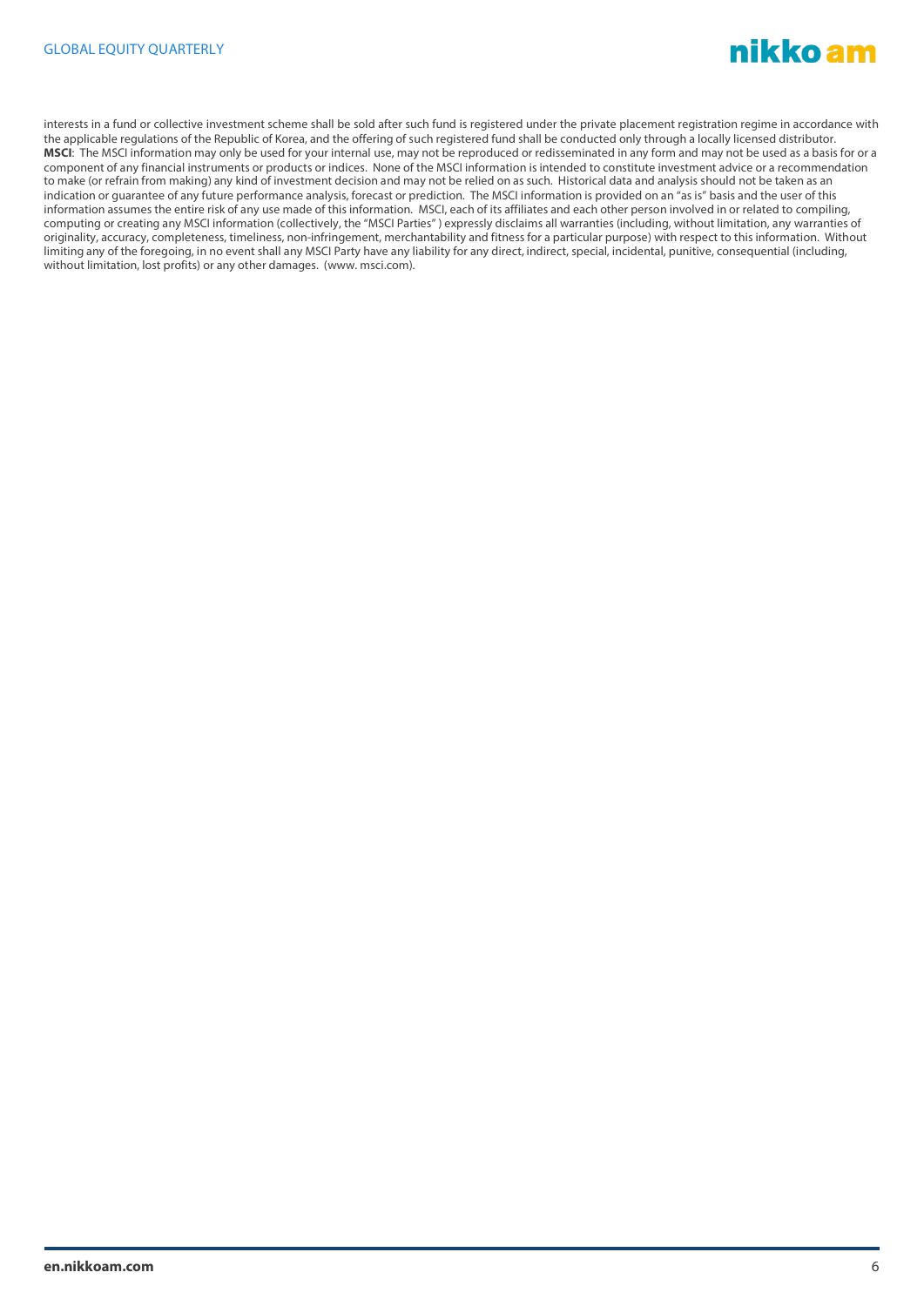interests in a fund or collective investment scheme shall be sold after such fund is registered under the private placement registration regime in accordance with the applicable regulations of the Republic of Korea, and the offering of such registered fund shall be conducted only through a locally licensed distributor.

**MSCI**: The MSCI information may only be used for your internal use, may not be reproduced or redisseminated in any form and may not be used as a basis for or a component of any financial instruments or products or indices. None of the MSCI information is intended to constitute investment advice or a recommendation to make (or refrain from making) any kind of investment decision and may not be relied on as such. Historical data and analysis should not be taken as an indication or guarantee of any future performance analysis, forecast or prediction. The MSCI information is provided on an "as is" basis and the user of this information assumes the entire risk of any use made of this information. MSCI, each of its affiliates and each other person involved in or related to compiling, computing or creating any MSCI information (collectively, the "MSCI Parties" ) expressly disclaims all warranties (including, without limitation, any warranties of originality, accuracy, completeness, timeliness, non-infringement, merchantability and fitness for a particular purpose) with respect to this information. Without limiting any of the foregoing, in no event shall any MSCI Party have any liability for any direct, indirect, special, incidental, punitive, consequential (including, without limitation, lost profits) or any other damages. (www. msci.com).